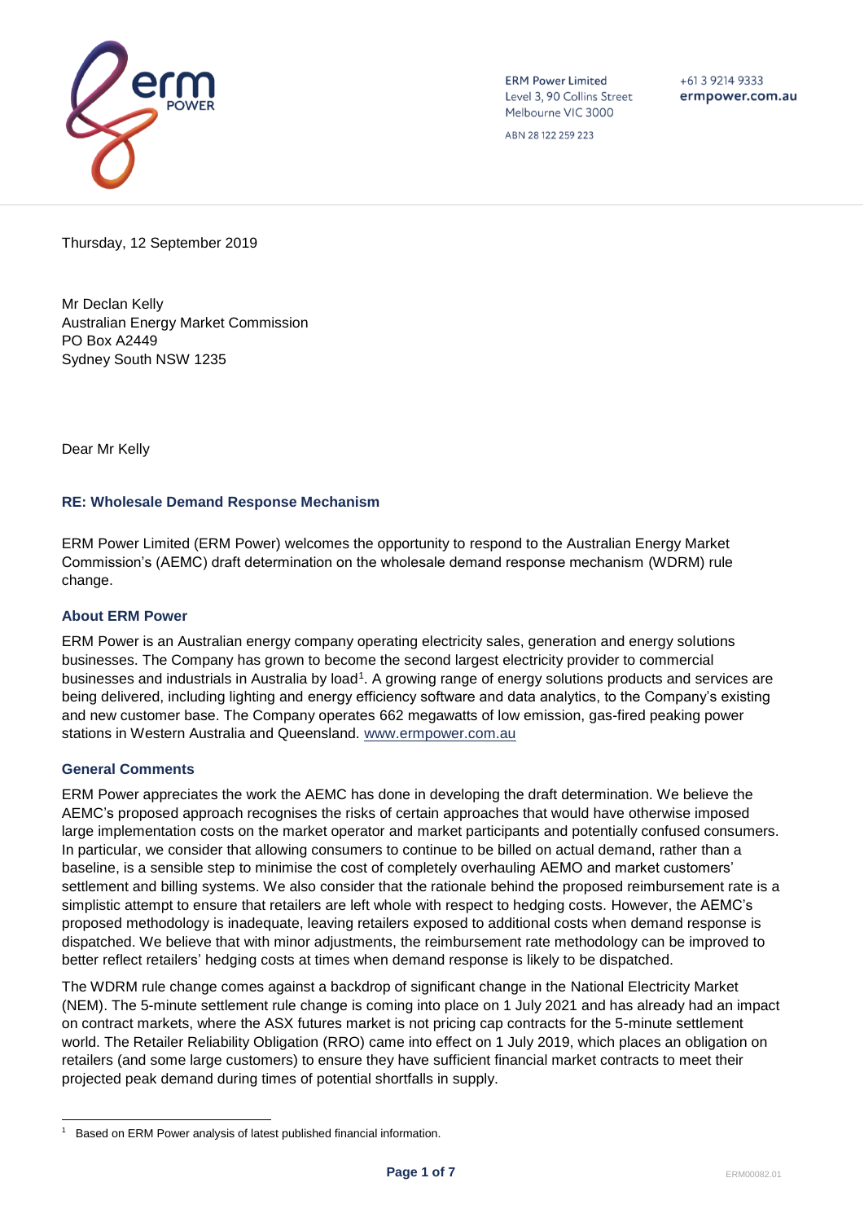ERM Power Limited
Level 3, 90 Collins Street
Melbourne VIC 3000

ABN 28 122 259 223

+61 3 9214 9333
ermpower.com.au

Thursday, 12 September 2019

Mr Declan Kelly
Australian Energy Market Commission
PO Box A2449
Sydney South NSW 1235

Dear Mr Kelly

### RE: Wholesale Demand Response Mechanism

ERM Power Limited (ERM Power) welcomes the opportunity to respond to the Australian Energy Market Commission's (AEMC) draft determination on the wholesale demand response mechanism (WDRM) rule change.

### About ERM Power

ERM Power is an Australian energy company operating electricity sales, generation and energy solutions businesses. The Company has grown to become the second largest electricity provider to commercial businesses and industrials in Australia by load[1]. A growing range of energy solutions products and services are being delivered, including lighting and energy efficiency software and data analytics, to the Company's existing and new customer base. The Company operates 662 megawatts of low emission, gas-fired peaking power stations in Western Australia and Queensland. www.ermpower.com.au

### General Comments

ERM Power appreciates the work the AEMC has done in developing the draft determination. We believe the AEMC's proposed approach recognises the risks of certain approaches that would have otherwise imposed large implementation costs on the market operator and market participants and potentially confused consumers. In particular, we consider that allowing consumers to continue to be billed on actual demand, rather than a baseline, is a sensible step to minimise the cost of completely overhauling AEMO and market customers' settlement and billing systems. We also consider that the rationale behind the proposed reimbursement rate is a simplistic attempt to ensure that retailers are left whole with respect to hedging costs. However, the AEMC's proposed methodology is inadequate, leaving retailers exposed to additional costs when demand response is dispatched. We believe that with minor adjustments, the reimbursement rate methodology can be improved to better reflect retailers' hedging costs at times when demand response is likely to be dispatched.

The WDRM rule change comes against a backdrop of significant change in the National Electricity Market (NEM). The 5-minute settlement rule change is coming into place on 1 July 2021 and has already had an impact on contract markets, where the ASX futures market is not pricing cap contracts for the 5-minute settlement world. The Retailer Reliability Obligation (RRO) came into effect on 1 July 2019, which places an obligation on retailers (and some large customers) to ensure they have sufficient financial market contracts to meet their projected peak demand during times of potential shortfalls in supply.

---

[1] Based on ERM Power analysis of latest published financial information.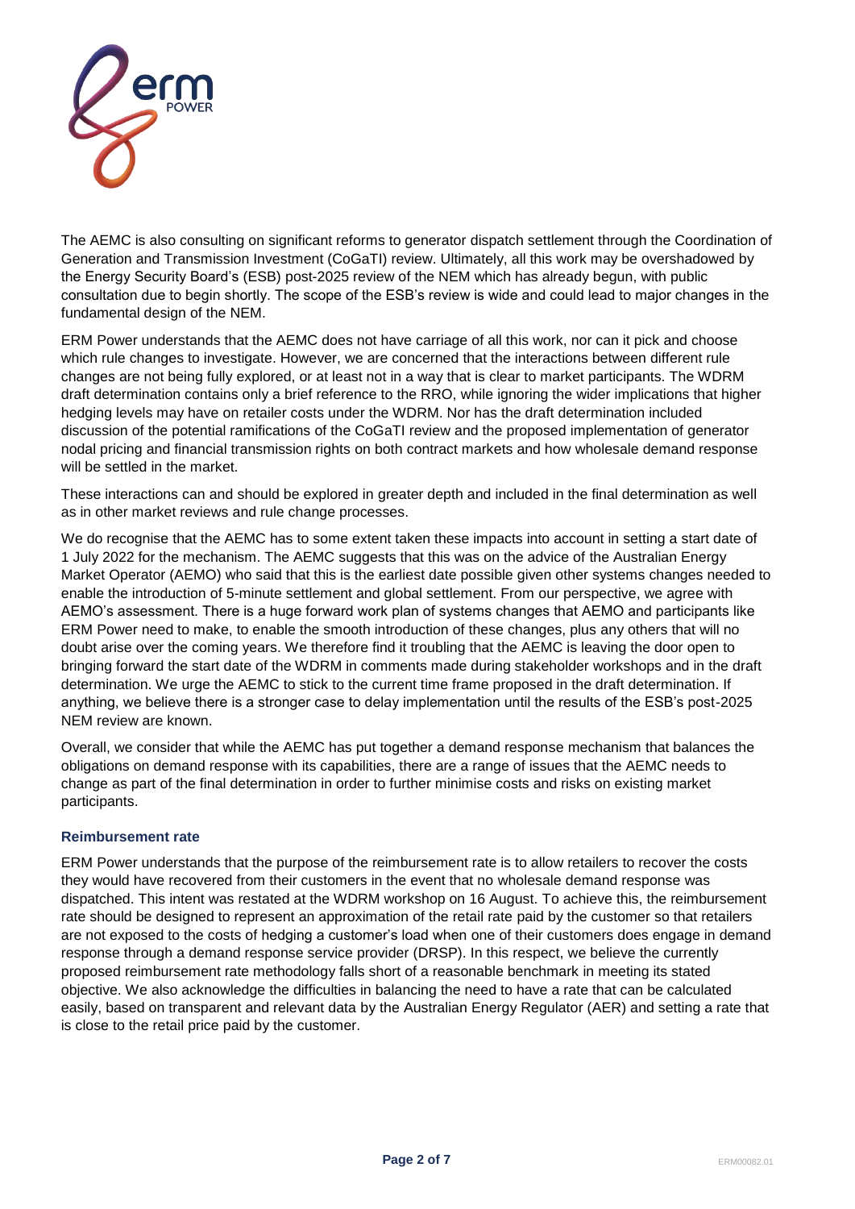The AEMC is also consulting on significant reforms to generator dispatch settlement through the Coordination of Generation and Transmission Investment (CoGaTI) review. Ultimately, all this work may be overshadowed by the Energy Security Board's (ESB) post-2025 review of the NEM which has already begun, with public consultation due to begin shortly. The scope of the ESB's review is wide and could lead to major changes in the fundamental design of the NEM.

ERM Power understands that the AEMC does not have carriage of all this work, nor can it pick and choose which rule changes to investigate. However, we are concerned that the interactions between different rule changes are not being fully explored, or at least not in a way that is clear to market participants. The WDRM draft determination contains only a brief reference to the RRO, while ignoring the wider implications that higher hedging levels may have on retailer costs under the WDRM. Nor has the draft determination included discussion of the potential ramifications of the CoGaTI review and the proposed implementation of generator nodal pricing and financial transmission rights on both contract markets and how wholesale demand response will be settled in the market.

These interactions can and should be explored in greater depth and included in the final determination as well as in other market reviews and rule change processes.

We do recognise that the AEMC has to some extent taken these impacts into account in setting a start date of 1 July 2022 for the mechanism. The AEMC suggests that this was on the advice of the Australian Energy Market Operator (AEMO) who said that this is the earliest date possible given other systems changes needed to enable the introduction of 5-minute settlement and global settlement. From our perspective, we agree with AEMO's assessment. There is a huge forward work plan of systems changes that AEMO and participants like ERM Power need to make, to enable the smooth introduction of these changes, plus any others that will no doubt arise over the coming years. We therefore find it troubling that the AEMC is leaving the door open to bringing forward the start date of the WDRM in comments made during stakeholder workshops and in the draft determination. We urge the AEMC to stick to the current time frame proposed in the draft determination. If anything, we believe there is a stronger case to delay implementation until the results of the ESB's post-2025 NEM review are known.

Overall, we consider that while the AEMC has put together a demand response mechanism that balances the obligations on demand response with its capabilities, there are a range of issues that the AEMC needs to change as part of the final determination in order to further minimise costs and risks on existing market participants.

### Reimbursement rate

ERM Power understands that the purpose of the reimbursement rate is to allow retailers to recover the costs they would have recovered from their customers in the event that no wholesale demand response was dispatched. This intent was restated at the WDRM workshop on 16 August. To achieve this, the reimbursement rate should be designed to represent an approximation of the retail rate paid by the customer so that retailers are not exposed to the costs of hedging a customer's load when one of their customers does engage in demand response through a demand response service provider (DRSP). In this respect, we believe the currently proposed reimbursement rate methodology falls short of a reasonable benchmark in meeting its stated objective. We also acknowledge the difficulties in balancing the need to have a rate that can be calculated easily, based on transparent and relevant data by the Australian Energy Regulator (AER) and setting a rate that is close to the retail price paid by the customer.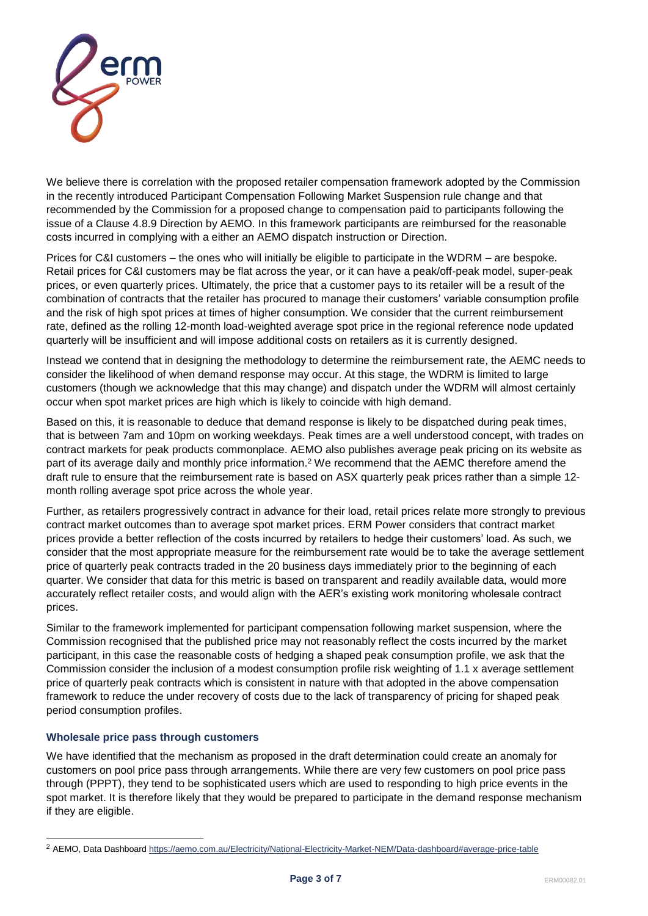We believe there is correlation with the proposed retailer compensation framework adopted by the Commission in the recently introduced Participant Compensation Following Market Suspension rule change and that recommended by the Commission for a proposed change to compensation paid to participants following the issue of a Clause 4.8.9 Direction by AEMO. In this framework participants are reimbursed for the reasonable costs incurred in complying with a either an AEMO dispatch instruction or Direction.

Prices for C&I customers – the ones who will initially be eligible to participate in the WDRM – are bespoke. Retail prices for C&I customers may be flat across the year, or it can have a peak/off-peak model, super-peak prices, or even quarterly prices. Ultimately, the price that a customer pays to its retailer will be a result of the combination of contracts that the retailer has procured to manage their customers' variable consumption profile and the risk of high spot prices at times of higher consumption. We consider that the current reimbursement rate, defined as the rolling 12-month load-weighted average spot price in the regional reference node updated quarterly will be insufficient and will impose additional costs on retailers as it is currently designed.

Instead we contend that in designing the methodology to determine the reimbursement rate, the AEMC needs to consider the likelihood of when demand response may occur. At this stage, the WDRM is limited to large customers (though we acknowledge that this may change) and dispatch under the WDRM will almost certainly occur when spot market prices are high which is likely to coincide with high demand.

Based on this, it is reasonable to deduce that demand response is likely to be dispatched during peak times, that is between 7am and 10pm on working weekdays. Peak times are a well understood concept, with trades on contract markets for peak products commonplace. AEMO also publishes average peak pricing on its website as part of its average daily and monthly price information.[2] We recommend that the AEMC therefore amend the draft rule to ensure that the reimbursement rate is based on ASX quarterly peak prices rather than a simple 12-month rolling average spot price across the whole year.

Further, as retailers progressively contract in advance for their load, retail prices relate more strongly to previous contract market outcomes than to average spot market prices. ERM Power considers that contract market prices provide a better reflection of the costs incurred by retailers to hedge their customers' load. As such, we consider that the most appropriate measure for the reimbursement rate would be to take the average settlement price of quarterly peak contracts traded in the 20 business days immediately prior to the beginning of each quarter. We consider that data for this metric is based on transparent and readily available data, would more accurately reflect retailer costs, and would align with the AER's existing work monitoring wholesale contract prices.

Similar to the framework implemented for participant compensation following market suspension, where the Commission recognised that the published price may not reasonably reflect the costs incurred by the market participant, in this case the reasonable costs of hedging a shaped peak consumption profile, we ask that the Commission consider the inclusion of a modest consumption profile risk weighting of 1.1 x average settlement price of quarterly peak contracts which is consistent in nature with that adopted in the above compensation framework to reduce the under recovery of costs due to the lack of transparency of pricing for shaped peak period consumption profiles.

### Wholesale price pass through customers

We have identified that the mechanism as proposed in the draft determination could create an anomaly for customers on pool price pass through arrangements. While there are very few customers on pool price pass through (PPPT), they tend to be sophisticated users which are used to responding to high price events in the spot market. It is therefore likely that they would be prepared to participate in the demand response mechanism if they are eligible.

[2] AEMO, Data Dashboard https://aemo.com.au/Electricity/National-Electricity-Market-NEM/Data-dashboard#average-price-table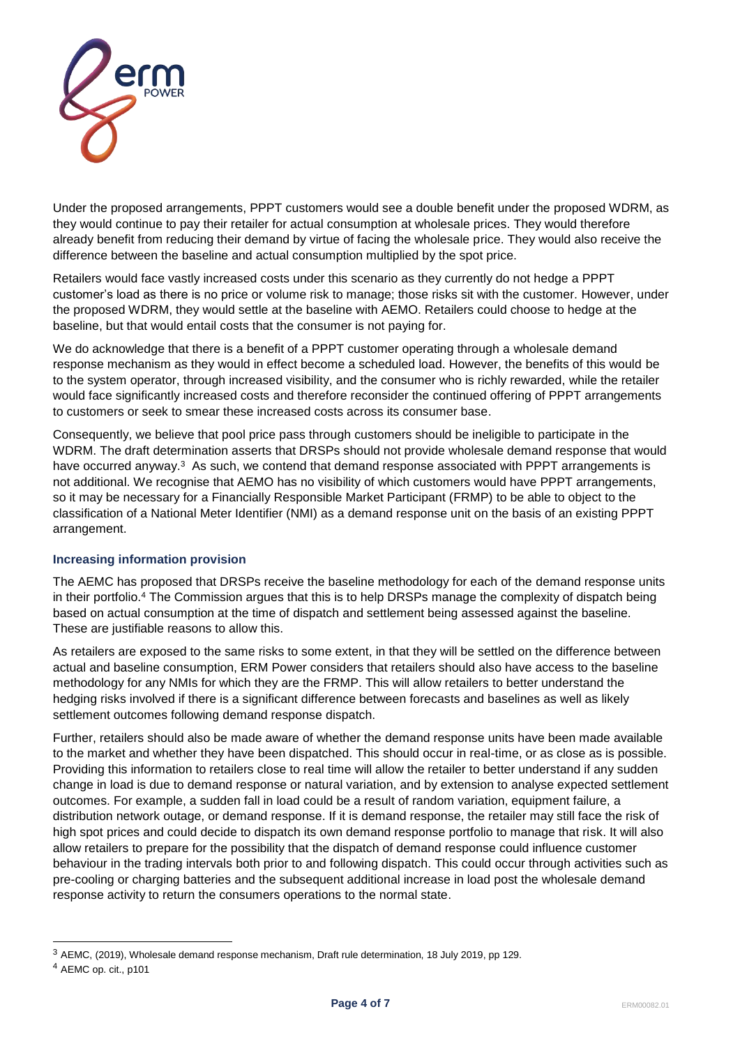Under the proposed arrangements, PPPT customers would see a double benefit under the proposed WDRM, as they would continue to pay their retailer for actual consumption at wholesale prices. They would therefore already benefit from reducing their demand by virtue of facing the wholesale price. They would also receive the difference between the baseline and actual consumption multiplied by the spot price.

Retailers would face vastly increased costs under this scenario as they currently do not hedge a PPPT customer's load as there is no price or volume risk to manage; those risks sit with the customer. However, under the proposed WDRM, they would settle at the baseline with AEMO. Retailers could choose to hedge at the baseline, but that would entail costs that the consumer is not paying for.

We do acknowledge that there is a benefit of a PPPT customer operating through a wholesale demand response mechanism as they would in effect become a scheduled load. However, the benefits of this would be to the system operator, through increased visibility, and the consumer who is richly rewarded, while the retailer would face significantly increased costs and therefore reconsider the continued offering of PPPT arrangements to customers or seek to smear these increased costs across its consumer base.

Consequently, we believe that pool price pass through customers should be ineligible to participate in the WDRM. The draft determination asserts that DRSPs should not provide wholesale demand response that would have occurred anyway.[3] As such, we contend that demand response associated with PPPT arrangements is not additional. We recognise that AEMO has no visibility of which customers would have PPPT arrangements, so it may be necessary for a Financially Responsible Market Participant (FRMP) to be able to object to the classification of a National Meter Identifier (NMI) as a demand response unit on the basis of an existing PPPT arrangement.

### Increasing information provision

The AEMC has proposed that DRSPs receive the baseline methodology for each of the demand response units in their portfolio.[4] The Commission argues that this is to help DRSPs manage the complexity of dispatch being based on actual consumption at the time of dispatch and settlement being assessed against the baseline. These are justifiable reasons to allow this.

As retailers are exposed to the same risks to some extent, in that they will be settled on the difference between actual and baseline consumption, ERM Power considers that retailers should also have access to the baseline methodology for any NMIs for which they are the FRMP. This will allow retailers to better understand the hedging risks involved if there is a significant difference between forecasts and baselines as well as likely settlement outcomes following demand response dispatch.

Further, retailers should also be made aware of whether the demand response units have been made available to the market and whether they have been dispatched. This should occur in real-time, or as close as is possible. Providing this information to retailers close to real time will allow the retailer to better understand if any sudden change in load is due to demand response or natural variation, and by extension to analyse expected settlement outcomes. For example, a sudden fall in load could be a result of random variation, equipment failure, a distribution network outage, or demand response. If it is demand response, the retailer may still face the risk of high spot prices and could decide to dispatch its own demand response portfolio to manage that risk. It will also allow retailers to prepare for the possibility that the dispatch of demand response could influence customer behaviour in the trading intervals both prior to and following dispatch. This could occur through activities such as pre-cooling or charging batteries and the subsequent additional increase in load post the wholesale demand response activity to return the consumers operations to the normal state.

---

[3] AEMC, (2019), Wholesale demand response mechanism, Draft rule determination, 18 July 2019, pp 129.

[4] AEMC op. cit., p101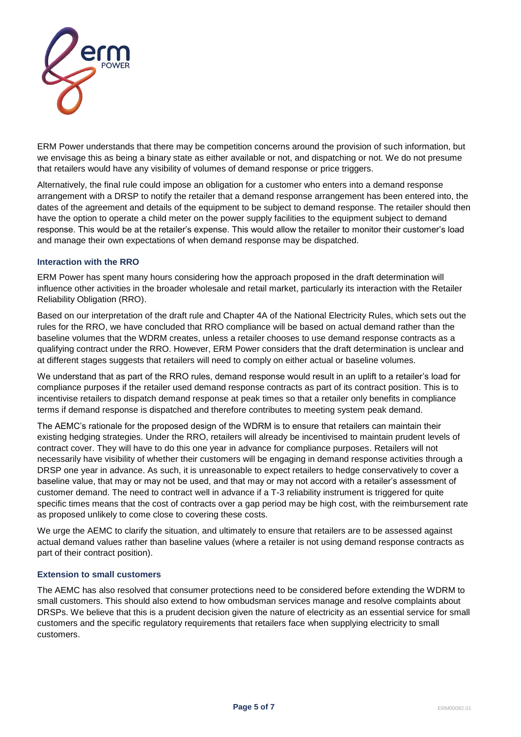ERM Power understands that there may be competition concerns around the provision of such information, but we envisage this as being a binary state as either available or not, and dispatching or not. We do not presume that retailers would have any visibility of volumes of demand response or price triggers.

Alternatively, the final rule could impose an obligation for a customer who enters into a demand response arrangement with a DRSP to notify the retailer that a demand response arrangement has been entered into, the dates of the agreement and details of the equipment to be subject to demand response. The retailer should then have the option to operate a child meter on the power supply facilities to the equipment subject to demand response. This would be at the retailer's expense. This would allow the retailer to monitor their customer's load and manage their own expectations of when demand response may be dispatched.

### Interaction with the RRO

ERM Power has spent many hours considering how the approach proposed in the draft determination will influence other activities in the broader wholesale and retail market, particularly its interaction with the Retailer Reliability Obligation (RRO).

Based on our interpretation of the draft rule and Chapter 4A of the National Electricity Rules, which sets out the rules for the RRO, we have concluded that RRO compliance will be based on actual demand rather than the baseline volumes that the WDRM creates, unless a retailer chooses to use demand response contracts as a qualifying contract under the RRO. However, ERM Power considers that the draft determination is unclear and at different stages suggests that retailers will need to comply on either actual or baseline volumes.

We understand that as part of the RRO rules, demand response would result in an uplift to a retailer's load for compliance purposes if the retailer used demand response contracts as part of its contract position. This is to incentivise retailers to dispatch demand response at peak times so that a retailer only benefits in compliance terms if demand response is dispatched and therefore contributes to meeting system peak demand.

The AEMC's rationale for the proposed design of the WDRM is to ensure that retailers can maintain their existing hedging strategies. Under the RRO, retailers will already be incentivised to maintain prudent levels of contract cover. They will have to do this one year in advance for compliance purposes. Retailers will not necessarily have visibility of whether their customers will be engaging in demand response activities through a DRSP one year in advance. As such, it is unreasonable to expect retailers to hedge conservatively to cover a baseline value, that may or may not be used, and that may or may not accord with a retailer's assessment of customer demand. The need to contract well in advance if a T-3 reliability instrument is triggered for quite specific times means that the cost of contracts over a gap period may be high cost, with the reimbursement rate as proposed unlikely to come close to covering these costs.

We urge the AEMC to clarify the situation, and ultimately to ensure that retailers are to be assessed against actual demand values rather than baseline values (where a retailer is not using demand response contracts as part of their contract position).

### Extension to small customers

The AEMC has also resolved that consumer protections need to be considered before extending the WDRM to small customers. This should also extend to how ombudsman services manage and resolve complaints about DRSPs. We believe that this is a prudent decision given the nature of electricity as an essential service for small customers and the specific regulatory requirements that retailers face when supplying electricity to small customers.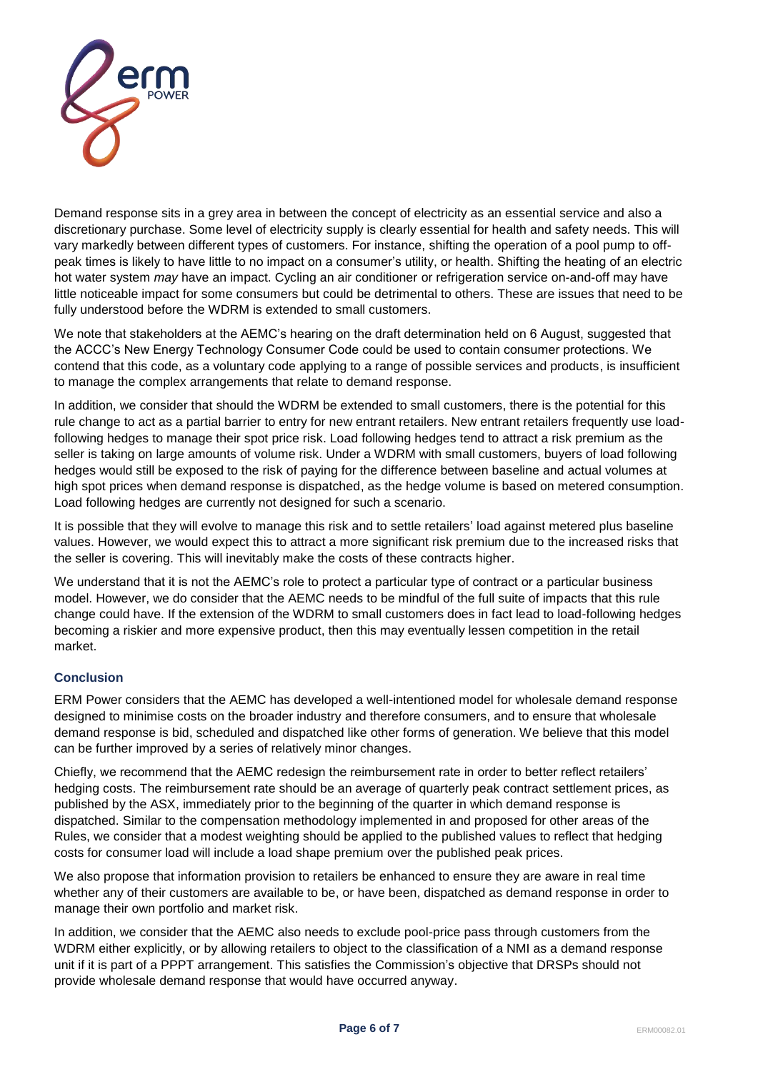Demand response sits in a grey area in between the concept of electricity as an essential service and also a discretionary purchase. Some level of electricity supply is clearly essential for health and safety needs. This will vary markedly between different types of customers. For instance, shifting the operation of a pool pump to off-peak times is likely to have little to no impact on a consumer's utility, or health. Shifting the heating of an electric hot water system *may* have an impact. Cycling an air conditioner or refrigeration service on-and-off may have little noticeable impact for some consumers but could be detrimental to others. These are issues that need to be fully understood before the WDRM is extended to small customers.

We note that stakeholders at the AEMC's hearing on the draft determination held on 6 August, suggested that the ACCC's New Energy Technology Consumer Code could be used to contain consumer protections. We contend that this code, as a voluntary code applying to a range of possible services and products, is insufficient to manage the complex arrangements that relate to demand response.

In addition, we consider that should the WDRM be extended to small customers, there is the potential for this rule change to act as a partial barrier to entry for new entrant retailers. New entrant retailers frequently use load-following hedges to manage their spot price risk. Load following hedges tend to attract a risk premium as the seller is taking on large amounts of volume risk. Under a WDRM with small customers, buyers of load following hedges would still be exposed to the risk of paying for the difference between baseline and actual volumes at high spot prices when demand response is dispatched, as the hedge volume is based on metered consumption. Load following hedges are currently not designed for such a scenario.

It is possible that they will evolve to manage this risk and to settle retailers' load against metered plus baseline values. However, we would expect this to attract a more significant risk premium due to the increased risks that the seller is covering. This will inevitably make the costs of these contracts higher.

We understand that it is not the AEMC's role to protect a particular type of contract or a particular business model. However, we do consider that the AEMC needs to be mindful of the full suite of impacts that this rule change could have. If the extension of the WDRM to small customers does in fact lead to load-following hedges becoming a riskier and more expensive product, then this may eventually lessen competition in the retail market.

### Conclusion

ERM Power considers that the AEMC has developed a well-intentioned model for wholesale demand response designed to minimise costs on the broader industry and therefore consumers, and to ensure that wholesale demand response is bid, scheduled and dispatched like other forms of generation. We believe that this model can be further improved by a series of relatively minor changes.

Chiefly, we recommend that the AEMC redesign the reimbursement rate in order to better reflect retailers' hedging costs. The reimbursement rate should be an average of quarterly peak contract settlement prices, as published by the ASX, immediately prior to the beginning of the quarter in which demand response is dispatched. Similar to the compensation methodology implemented in and proposed for other areas of the Rules, we consider that a modest weighting should be applied to the published values to reflect that hedging costs for consumer load will include a load shape premium over the published peak prices.

We also propose that information provision to retailers be enhanced to ensure they are aware in real time whether any of their customers are available to be, or have been, dispatched as demand response in order to manage their own portfolio and market risk.

In addition, we consider that the AEMC also needs to exclude pool-price pass through customers from the WDRM either explicitly, or by allowing retailers to object to the classification of a NMI as a demand response unit if it is part of a PPPT arrangement. This satisfies the Commission's objective that DRSPs should not provide wholesale demand response that would have occurred anyway.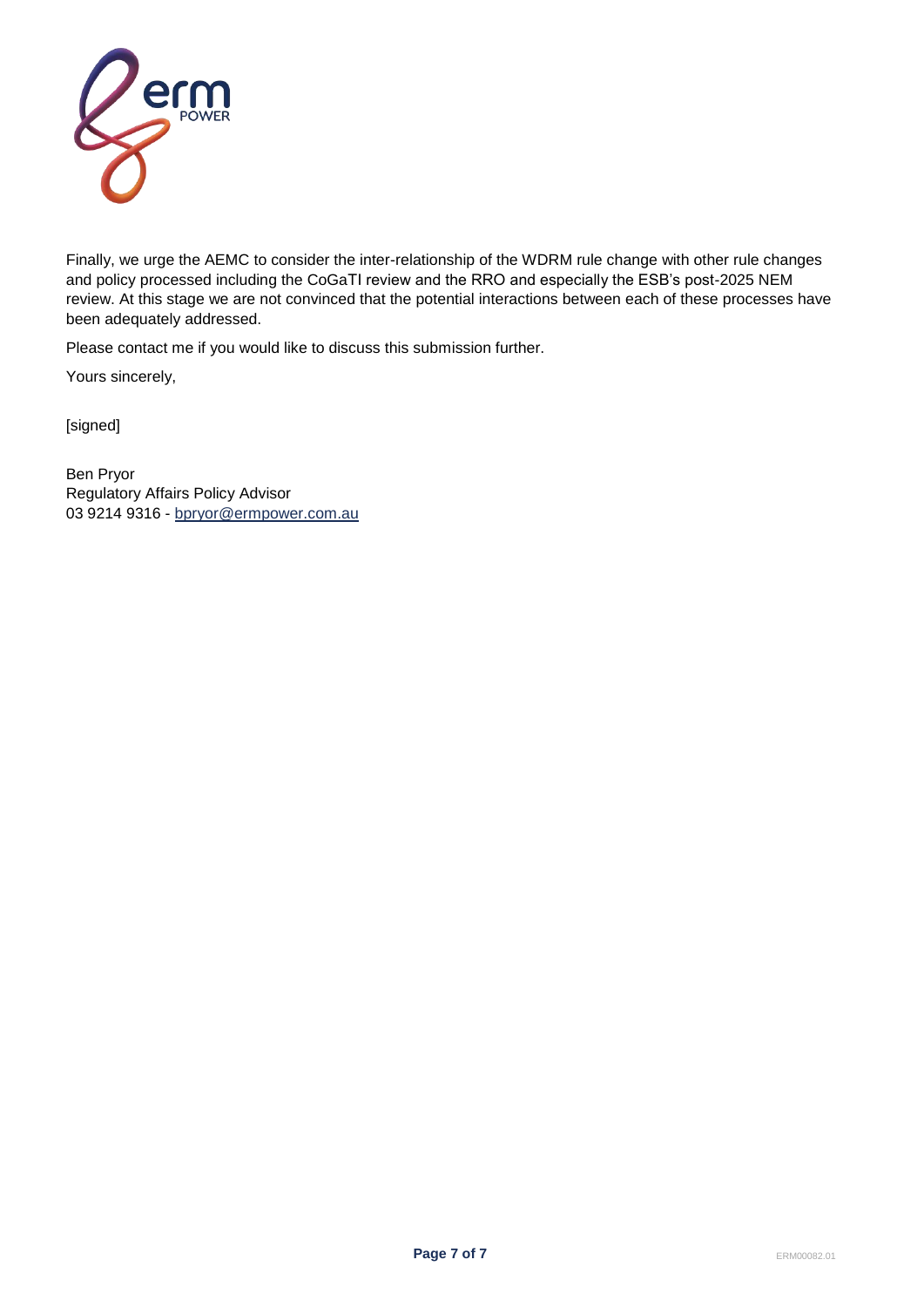Finally, we urge the AEMC to consider the inter-relationship of the WDRM rule change with other rule changes and policy processed including the CoGaTI review and the RRO and especially the ESB's post-2025 NEM review. At this stage we are not convinced that the potential interactions between each of these processes have been adequately addressed.

Please contact me if you would like to discuss this submission further.

Yours sincerely,

[signed]

Ben Pryor  
Regulatory Affairs Policy Advisor  
03 9214 9316 - bpryor@ermpower.com.au